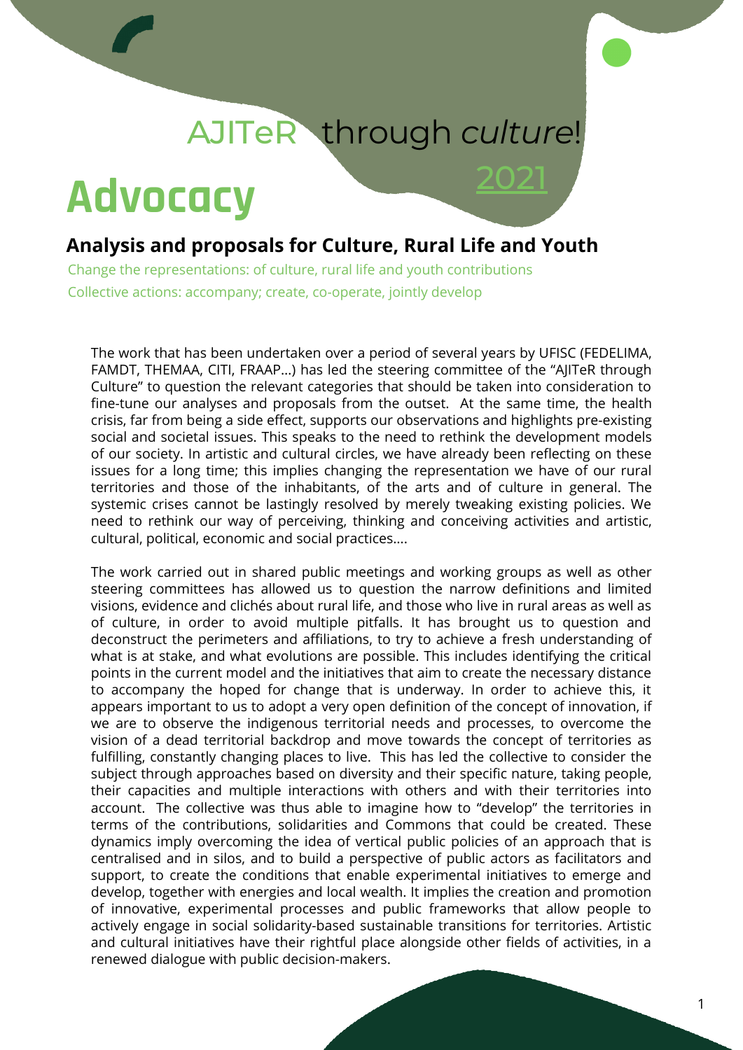AJITeR through *culture*!

# Advocacy

2021

## Analysis and proposals for Culture, Rural Life and Youth

Change the representations: of culture, rural life and youth contributions

Collective actions: accompany; create, co-operate, jointly develop

The work that has been undertaken over a period of several years by UFISC (FEDELIMA, FAMDT, THEMAA, CITI, FRAAP…) has led the steering committee of the "AJITeR through Culture" to question the relevant categories that should be taken into consideration to fine-tune our analyses and proposals from the outset. At the same time, the health crisis, far from being a side effect, supports our observations and highlights pre-existing social and societal issues. This speaks to the need to rethink the development models of our society. In artistic and cultural circles, we have already been reflecting on these issues for a long time; this implies changing the representation we have of our rural territories and those of the inhabitants, of the arts and of culture in general. The systemic crises cannot be lastingly resolved by merely tweaking existing policies. We need to rethink our way of perceiving, thinking and conceiving activities and artistic, cultural, political, economic and social practices….

The work carried out in shared public meetings and working groups as well as other steering committees has allowed us to question the narrow definitions and limited visions, evidence and clichés about rural life, and those who live in rural areas as well as of culture, in order to avoid multiple pitfalls. It has brought us to question and deconstruct the perimeters and affiliations, to try to achieve a fresh understanding of what is at stake, and what evolutions are possible. This includes identifying the critical points in the current model and the initiatives that aim to create the necessary distance to accompany the hoped for change that is underway. In order to achieve this, it appears important to us to adopt a very open definition of the concept of innovation, if we are to observe the indigenous territorial needs and processes, to overcome the vision of a dead territorial backdrop and move towards the concept of territories as fulfilling, constantly changing places to live. This has led the collective to consider the subject through approaches based on diversity and their specific nature, taking people, their capacities and multiple interactions with others and with their territories into account. The collective was thus able to imagine how to "develop" the territories in terms of the contributions, solidarities and Commons that could be created. These dynamics imply overcoming the idea of vertical public policies of an approach that is centralised and in silos, and to build a perspective of public actors as facilitators and support, to create the conditions that enable experimental initiatives to emerge and develop, together with energies and local wealth. It implies the creation and promotion of innovative, experimental processes and public frameworks that allow people to actively engage in social solidarity-based sustainable transitions for territories. Artistic and cultural initiatives have their rightful place alongside other fields of activities, in a renewed dialogue with public decision-makers.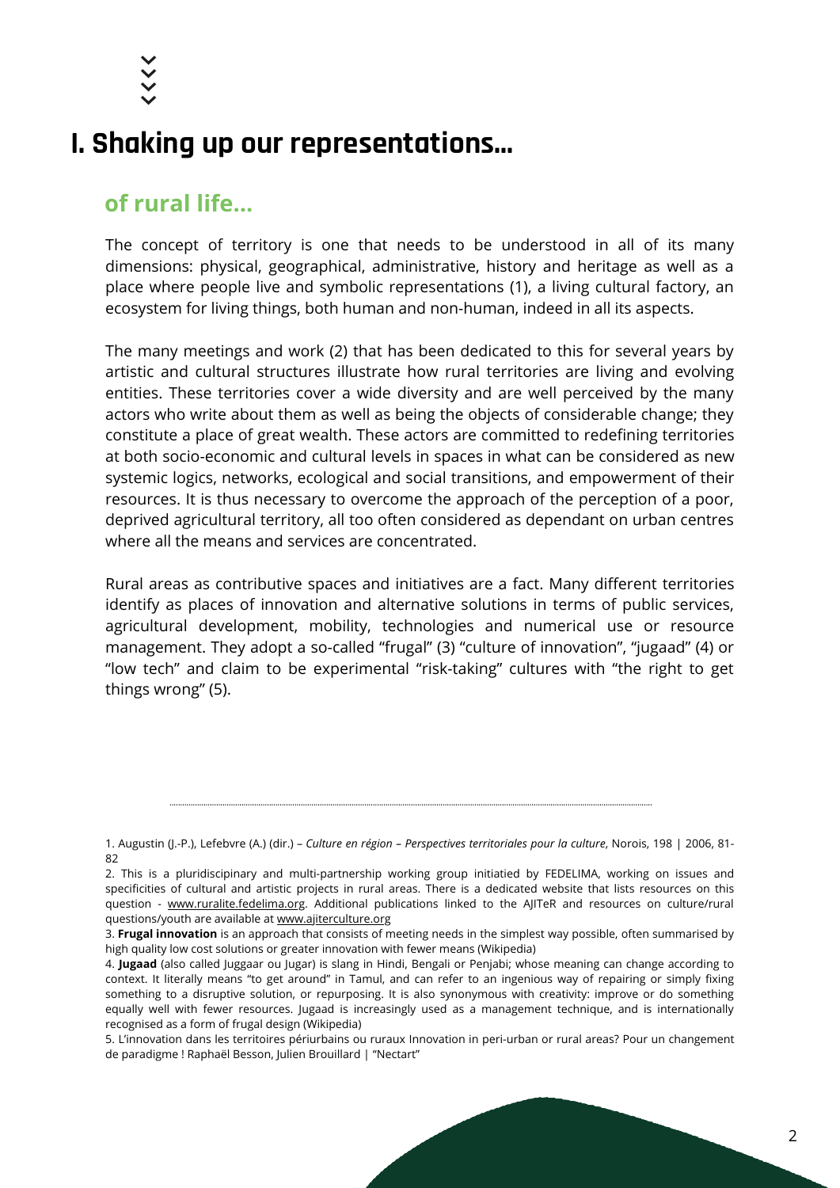# I. Shaking up our representations...

## of rural life...

The concept of territory is one that needs to be understood in all of its many dimensions: physical, geographical, administrative, history and heritage as well as a place where people live and symbolic representations (1), a living cultural factory, an ecosystem for living things, both human and non-human, indeed in all its aspects.

The many meetings and work (2) that has been dedicated to this for several years by artistic and cultural structures illustrate how rural territories are living and evolving entities. These territories cover a wide diversity and are well perceived by the many actors who write about them as well as being the objects of considerable change; they constitute a place of great wealth. These actors are committed to redefining territories at both socio-economic and cultural levels in spaces in what can be considered as new systemic logics, networks, ecological and social transitions, and empowerment of their resources. It is thus necessary to overcome the approach of the perception of a poor, deprived agricultural territory, all too often considered as dependant on urban centres where all the means and services are concentrated.

Rural areas as contributive spaces and initiatives are a fact. Many different territories identify as places of innovation and alternative solutions in terms of public services, agricultural development, mobility, technologies and numerical use or resource management. They adopt a so-called "frugal" (3) "culture of innovation", "jugaad" (4) or "low tech" and claim to be experimental "risk-taking" cultures with "the right to get things wrong" (5).

---

1. Augustin (J.-P.), Lefebvre (A.) (dir.) – *Culture en région – Perspectives territoriales pour la culture*, Norois, 198 | 2006, 81-82

2. This is a pluridiscipinary and multi-partnership working group initiatied by FEDELIMA, working on issues and specificities of cultural and artistic projects in rural areas. There is a dedicated website that lists resources on this question - www.ruralite.fedelima.org. Additional publications linked to the AJITeR and resources on culture/rural questions/youth are available at www.ajiterculture.org

3. **Frugal innovation** is an approach that consists of meeting needs in the simplest way possible, often summarised by high quality low cost solutions or greater innovation with fewer means (Wikipedia)

4. **Jugaad** (also called Juggaar ou Jugar) is slang in Hindi, Bengali or Penjabi; whose meaning can change according to context. It literally means "to get around" in Tamul, and can refer to an ingenious way of repairing or simply fixing something to a disruptive solution, or repurposing. It is also synonymous with creativity: improve or do something equally well with fewer resources. Jugaad is increasingly used as a management technique, and is internationally recognised as a form of frugal design (Wikipedia)

5. L'innovation dans les territoires périurbains ou ruraux Innovation in peri-urban or rural areas? Pour un changement de paradigme ! Raphaël Besson, Julien Brouillard | "Nectart"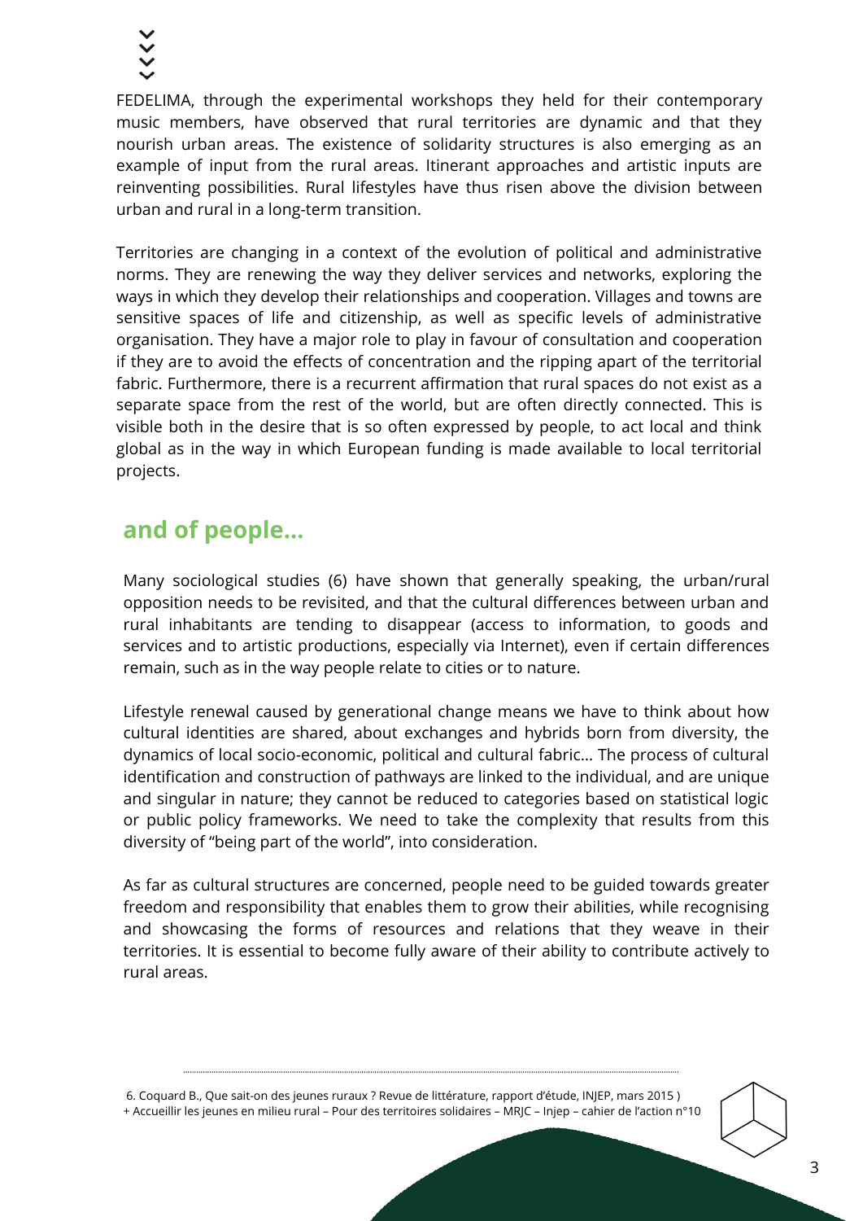FEDELIMA, through the experimental workshops they held for their contemporary music members, have observed that rural territories are dynamic and that they nourish urban areas. The existence of solidarity structures is also emerging as an example of input from the rural areas. Itinerant approaches and artistic inputs are reinventing possibilities. Rural lifestyles have thus risen above the division between urban and rural in a long-term transition.

Territories are changing in a context of the evolution of political and administrative norms. They are renewing the way they deliver services and networks, exploring the ways in which they develop their relationships and cooperation. Villages and towns are sensitive spaces of life and citizenship, as well as specific levels of administrative organisation. They have a major role to play in favour of consultation and cooperation if they are to avoid the effects of concentration and the ripping apart of the territorial fabric. Furthermore, there is a recurrent affirmation that rural spaces do not exist as a separate space from the rest of the world, but are often directly connected. This is visible both in the desire that is so often expressed by people, to act local and think global as in the way in which European funding is made available to local territorial projects.

## and of people...

Many sociological studies (6) have shown that generally speaking, the urban/rural opposition needs to be revisited, and that the cultural differences between urban and rural inhabitants are tending to disappear (access to information, to goods and services and to artistic productions, especially via Internet), even if certain differences remain, such as in the way people relate to cities or to nature.

Lifestyle renewal caused by generational change means we have to think about how cultural identities are shared, about exchanges and hybrids born from diversity, the dynamics of local socio-economic, political and cultural fabric... The process of cultural identification and construction of pathways are linked to the individual, and are unique and singular in nature; they cannot be reduced to categories based on statistical logic or public policy frameworks. We need to take the complexity that results from this diversity of "being part of the world", into consideration.

As far as cultural structures are concerned, people need to be guided towards greater freedom and responsibility that enables them to grow their abilities, while recognising and showcasing the forms of resources and relations that they weave in their territories. It is essential to become fully aware of their ability to contribute actively to rural areas.

---

6. Coquard B., Que sait-on des jeunes ruraux ? Revue de littérature, rapport d'étude, INJEP, mars 2015 )
+ Accueillir les jeunes en milieu rural – Pour des territoires solidaires – MRJC – Injep – cahier de l'action n°10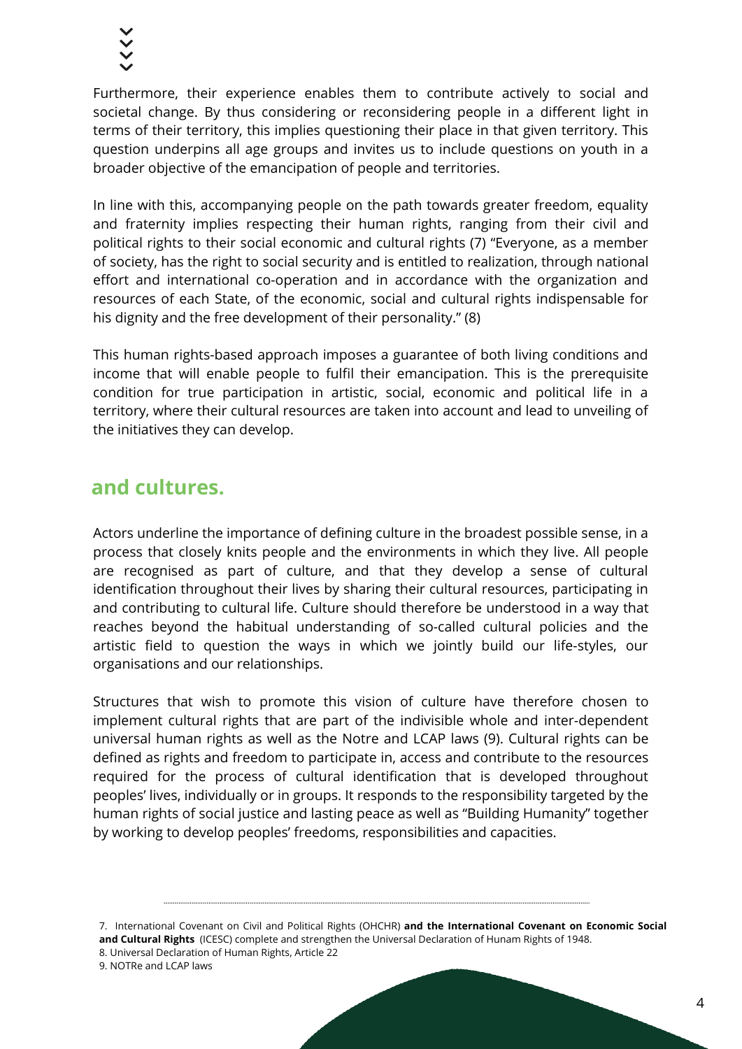Furthermore, their experience enables them to contribute actively to social and societal change. By thus considering or reconsidering people in a different light in terms of their territory, this implies questioning their place in that given territory. This question underpins all age groups and invites us to include questions on youth in a broader objective of the emancipation of people and territories.

In line with this, accompanying people on the path towards greater freedom, equality and fraternity implies respecting their human rights, ranging from their civil and political rights to their social economic and cultural rights (7) "Everyone, as a member of society, has the right to social security and is entitled to realization, through national effort and international co-operation and in accordance with the organization and resources of each State, of the economic, social and cultural rights indispensable for his dignity and the free development of their personality." (8)

This human rights-based approach imposes a guarantee of both living conditions and income that will enable people to fulfil their emancipation. This is the prerequisite condition for true participation in artistic, social, economic and political life in a territory, where their cultural resources are taken into account and lead to unveiling of the initiatives they can develop.

## and cultures.

Actors underline the importance of defining culture in the broadest possible sense, in a process that closely knits people and the environments in which they live. All people are recognised as part of culture, and that they develop a sense of cultural identification throughout their lives by sharing their cultural resources, participating in and contributing to cultural life. Culture should therefore be understood in a way that reaches beyond the habitual understanding of so-called cultural policies and the artistic field to question the ways in which we jointly build our life-styles, our organisations and our relationships.

Structures that wish to promote this vision of culture have therefore chosen to implement cultural rights that are part of the indivisible whole and inter-dependent universal human rights as well as the Notre and LCAP laws (9). Cultural rights can be defined as rights and freedom to participate in, access and contribute to the resources required for the process of cultural identification that is developed throughout peoples' lives, individually or in groups. It responds to the responsibility targeted by the human rights of social justice and lasting peace as well as "Building Humanity" together by working to develop peoples' freedoms, responsibilities and capacities.

---

7. International Covenant on Civil and Political Rights (OHCHR) **and the International Covenant on Economic Social and Cultural Rights** (ICESC) complete and strengthen the Universal Declaration of Hunam Rights of 1948.
8. Universal Declaration of Human Rights, Article 22
9. NOTRe and LCAP laws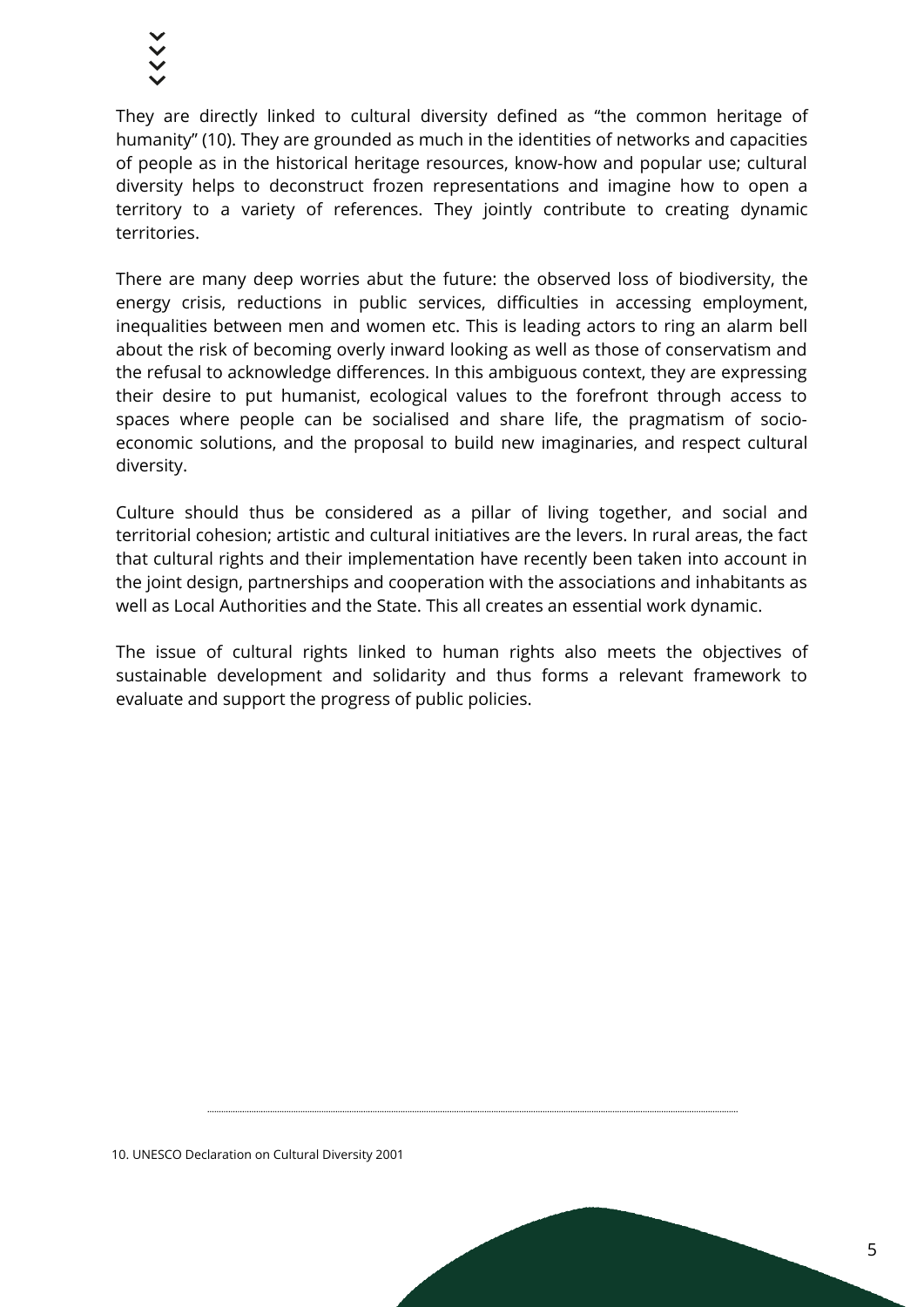They are directly linked to cultural diversity defined as "the common heritage of humanity" (10). They are grounded as much in the identities of networks and capacities of people as in the historical heritage resources, know-how and popular use; cultural diversity helps to deconstruct frozen representations and imagine how to open a territory to a variety of references. They jointly contribute to creating dynamic territories.

There are many deep worries abut the future: the observed loss of biodiversity, the energy crisis, reductions in public services, difficulties in accessing employment, inequalities between men and women etc. This is leading actors to ring an alarm bell about the risk of becoming overly inward looking as well as those of conservatism and the refusal to acknowledge differences. In this ambiguous context, they are expressing their desire to put humanist, ecological values to the forefront through access to spaces where people can be socialised and share life, the pragmatism of socio-economic solutions, and the proposal to build new imaginaries, and respect cultural diversity.

Culture should thus be considered as a pillar of living together, and social and territorial cohesion; artistic and cultural initiatives are the levers. In rural areas, the fact that cultural rights and their implementation have recently been taken into account in the joint design, partnerships and cooperation with the associations and inhabitants as well as Local Authorities and the State. This all creates an essential work dynamic.

The issue of cultural rights linked to human rights also meets the objectives of sustainable development and solidarity and thus forms a relevant framework to evaluate and support the progress of public policies.

---

10. UNESCO Declaration on Cultural Diversity 2001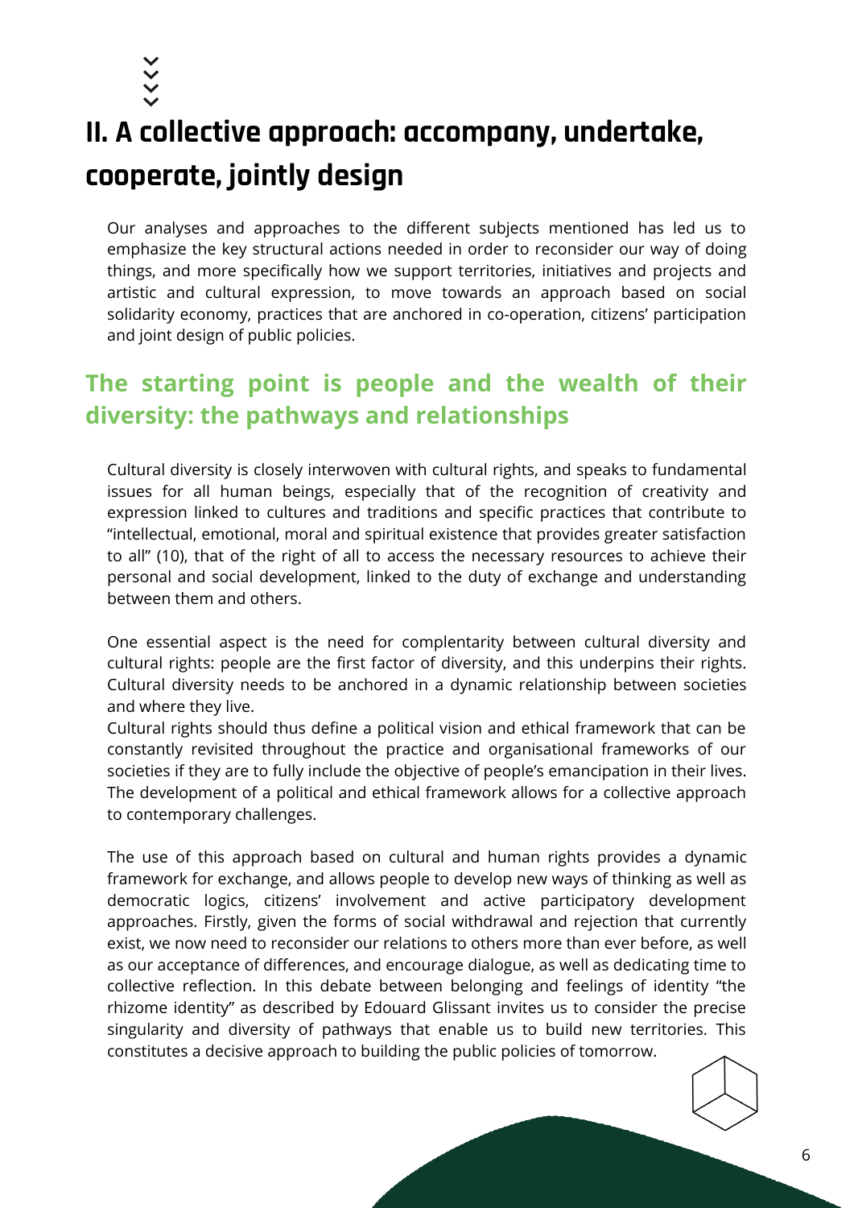# II. A collective approach: accompany, undertake, cooperate, jointly design

Our analyses and approaches to the different subjects mentioned has led us to emphasize the key structural actions needed in order to reconsider our way of doing things, and more specifically how we support territories, initiatives and projects and artistic and cultural expression, to move towards an approach based on social solidarity economy, practices that are anchored in co-operation, citizens' participation and joint design of public policies.

## The starting point is people and the wealth of their diversity: the pathways and relationships

Cultural diversity is closely interwoven with cultural rights, and speaks to fundamental issues for all human beings, especially that of the recognition of creativity and expression linked to cultures and traditions and specific practices that contribute to "intellectual, emotional, moral and spiritual existence that provides greater satisfaction to all" (10), that of the right of all to access the necessary resources to achieve their personal and social development, linked to the duty of exchange and understanding between them and others.

One essential aspect is the need for complentarity between cultural diversity and cultural rights: people are the first factor of diversity, and this underpins their rights. Cultural diversity needs to be anchored in a dynamic relationship between societies and where they live.

Cultural rights should thus define a political vision and ethical framework that can be constantly revisited throughout the practice and organisational frameworks of our societies if they are to fully include the objective of people's emancipation in their lives. The development of a political and ethical framework allows for a collective approach to contemporary challenges.

The use of this approach based on cultural and human rights provides a dynamic framework for exchange, and allows people to develop new ways of thinking as well as democratic logics, citizens' involvement and active participatory development approaches. Firstly, given the forms of social withdrawal and rejection that currently exist, we now need to reconsider our relations to others more than ever before, as well as our acceptance of differences, and encourage dialogue, as well as dedicating time to collective reflection. In this debate between belonging and feelings of identity "the rhizome identity" as described by Edouard Glissant invites us to consider the precise singularity and diversity of pathways that enable us to build new territories. This constitutes a decisive approach to building the public policies of tomorrow.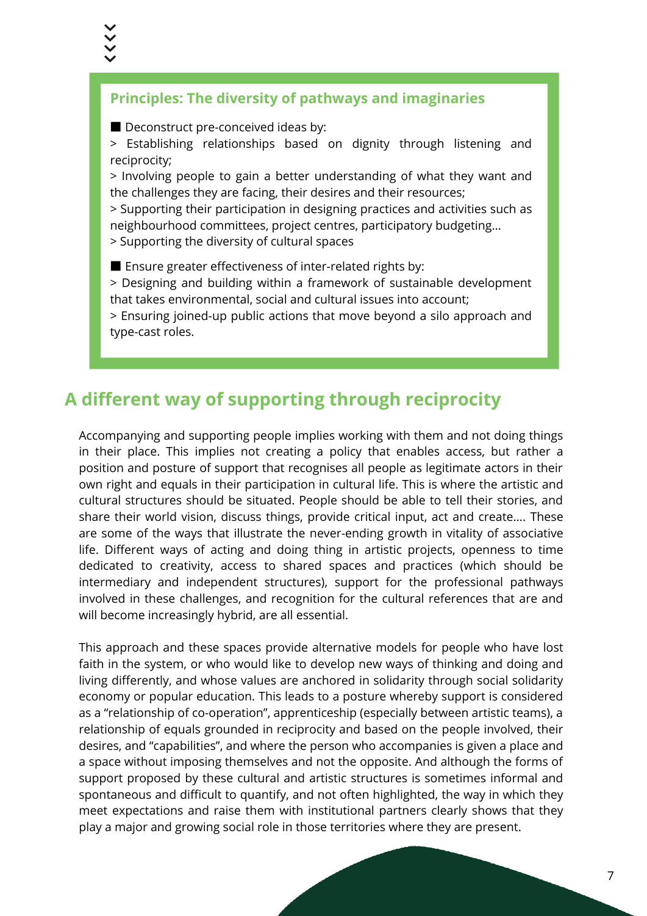### Principles: The diversity of pathways and imaginaries

■ Deconstruct pre-conceived ideas by:

> Establishing relationships based on dignity through listening and reciprocity;
> Involving people to gain a better understanding of what they want and the challenges they are facing, their desires and their resources;
> Supporting their participation in designing practices and activities such as neighbourhood committees, project centres, participatory budgeting…
> Supporting the diversity of cultural spaces

■ Ensure greater effectiveness of inter-related rights by:

> Designing and building within a framework of sustainable development that takes environmental, social and cultural issues into account;
> Ensuring joined-up public actions that move beyond a silo approach and type-cast roles.

## A different way of supporting through reciprocity

Accompanying and supporting people implies working with them and not doing things in their place. This implies not creating a policy that enables access, but rather a position and posture of support that recognises all people as legitimate actors in their own right and equals in their participation in cultural life. This is where the artistic and cultural structures should be situated. People should be able to tell their stories, and share their world vision, discuss things, provide critical input, act and create…. These are some of the ways that illustrate the never-ending growth in vitality of associative life. Different ways of acting and doing thing in artistic projects, openness to time dedicated to creativity, access to shared spaces and practices (which should be intermediary and independent structures), support for the professional pathways involved in these challenges, and recognition for the cultural references that are and will become increasingly hybrid, are all essential.

This approach and these spaces provide alternative models for people who have lost faith in the system, or who would like to develop new ways of thinking and doing and living differently, and whose values are anchored in solidarity through social solidarity economy or popular education. This leads to a posture whereby support is considered as a "relationship of co-operation", apprenticeship (especially between artistic teams), a relationship of equals grounded in reciprocity and based on the people involved, their desires, and "capabilities", and where the person who accompanies is given a place and a space without imposing themselves and not the opposite. And although the forms of support proposed by these cultural and artistic structures is sometimes informal and spontaneous and difficult to quantify, and not often highlighted, the way in which they meet expectations and raise them with institutional partners clearly shows that they play a major and growing social role in those territories where they are present.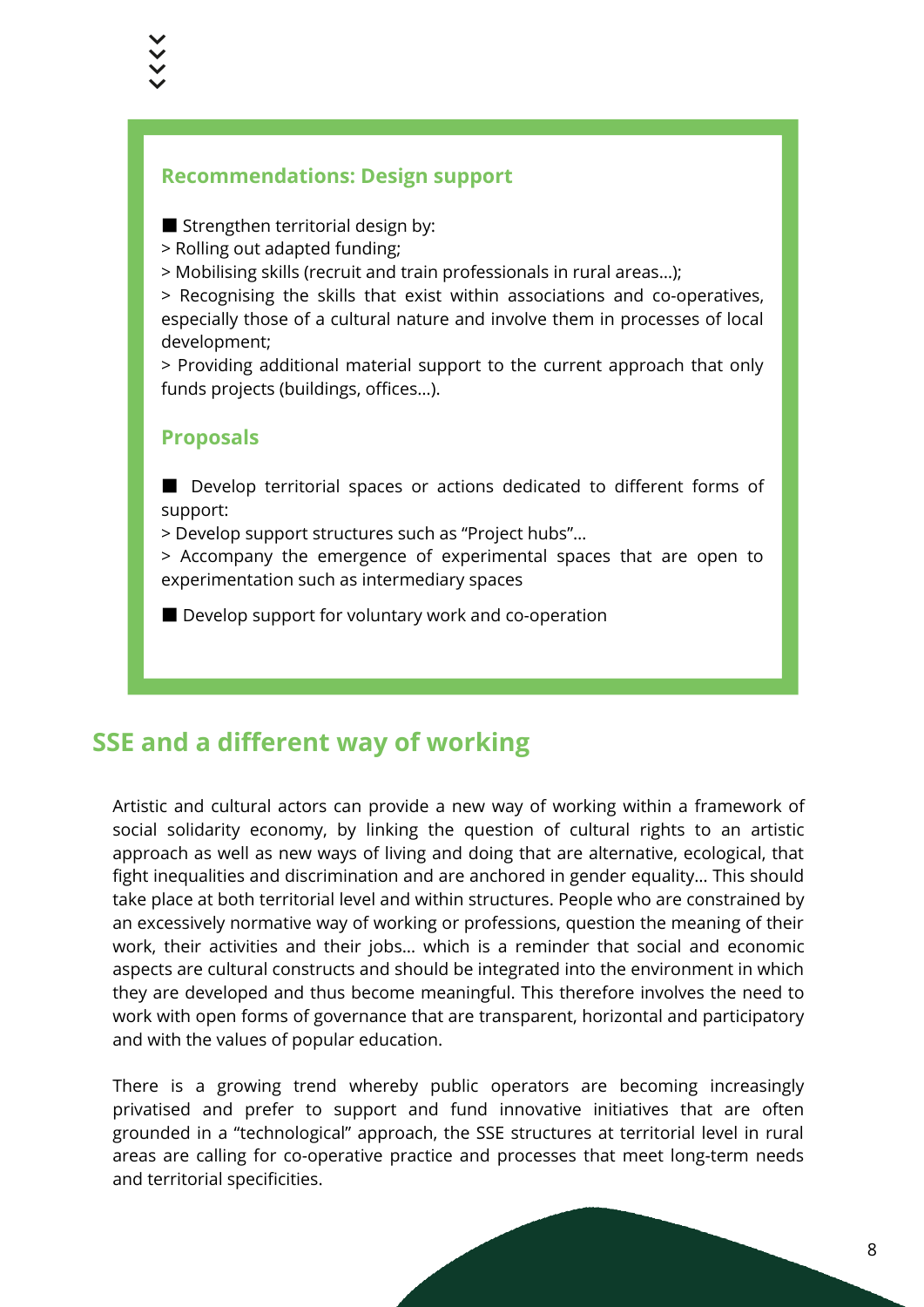### Recommendations: Design support

■ Strengthen territorial design by:
> Rolling out adapted funding;
> Mobilising skills (recruit and train professionals in rural areas…);
> Recognising the skills that exist within associations and co-operatives, especially those of a cultural nature and involve them in processes of local development;
> Providing additional material support to the current approach that only funds projects (buildings, offices…).

### Proposals

■ Develop territorial spaces or actions dedicated to different forms of support:
> Develop support structures such as "Project hubs"…
> Accompany the emergence of experimental spaces that are open to experimentation such as intermediary spaces

■ Develop support for voluntary work and co-operation

## SSE and a different way of working

Artistic and cultural actors can provide a new way of working within a framework of social solidarity economy, by linking the question of cultural rights to an artistic approach as well as new ways of living and doing that are alternative, ecological, that fight inequalities and discrimination and are anchored in gender equality… This should take place at both territorial level and within structures. People who are constrained by an excessively normative way of working or professions, question the meaning of their work, their activities and their jobs… which is a reminder that social and economic aspects are cultural constructs and should be integrated into the environment in which they are developed and thus become meaningful. This therefore involves the need to work with open forms of governance that are transparent, horizontal and participatory and with the values of popular education.

There is a growing trend whereby public operators are becoming increasingly privatised and prefer to support and fund innovative initiatives that are often grounded in a "technological" approach, the SSE structures at territorial level in rural areas are calling for co-operative practice and processes that meet long-term needs and territorial specificities.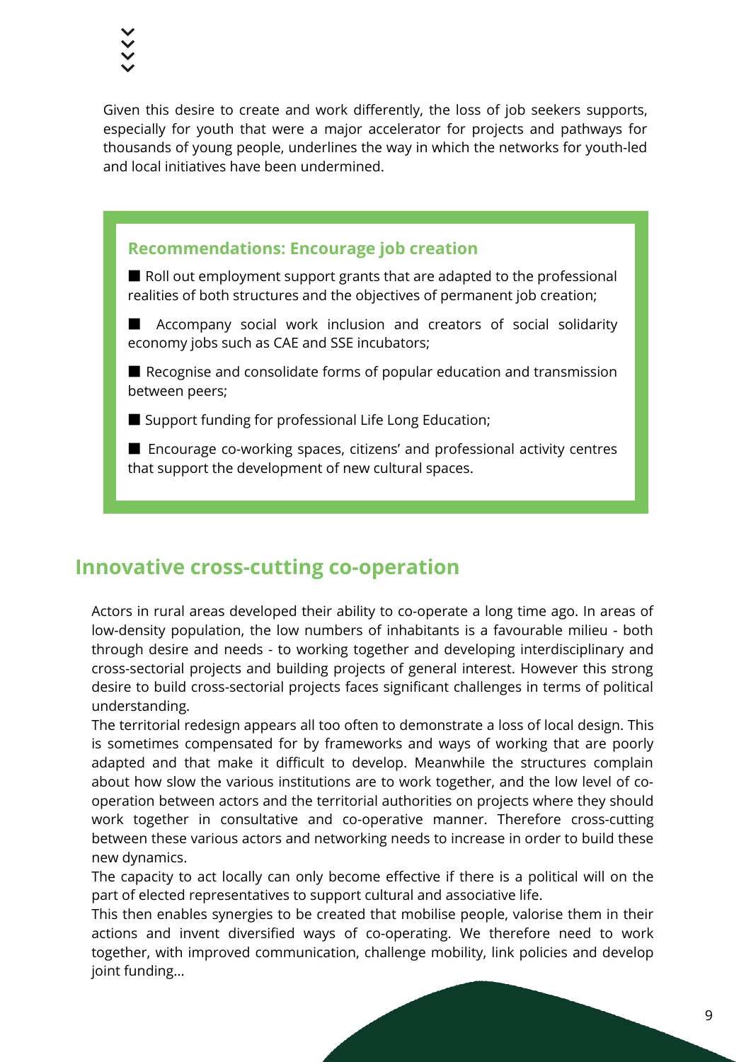Given this desire to create and work differently, the loss of job seekers supports, especially for youth that were a major accelerator for projects and pathways for thousands of young people, underlines the way in which the networks for youth-led and local initiatives have been undermined.

### Recommendations: Encourage job creation

- Roll out employment support grants that are adapted to the professional realities of both structures and the objectives of permanent job creation;
- Accompany social work inclusion and creators of social solidarity economy jobs such as CAE and SSE incubators;
- Recognise and consolidate forms of popular education and transmission between peers;
- Support funding for professional Life Long Education;
- Encourage co-working spaces, citizens' and professional activity centres that support the development of new cultural spaces.

## Innovative cross-cutting co-operation

Actors in rural areas developed their ability to co-operate a long time ago. In areas of low-density population, the low numbers of inhabitants is a favourable milieu - both through desire and needs - to working together and developing interdisciplinary and cross-sectorial projects and building projects of general interest. However this strong desire to build cross-sectorial projects faces significant challenges in terms of political understanding.

The territorial redesign appears all too often to demonstrate a loss of local design. This is sometimes compensated for by frameworks and ways of working that are poorly adapted and that make it difficult to develop. Meanwhile the structures complain about how slow the various institutions are to work together, and the low level of co-operation between actors and the territorial authorities on projects where they should work together in consultative and co-operative manner. Therefore cross-cutting between these various actors and networking needs to increase in order to build these new dynamics.

The capacity to act locally can only become effective if there is a political will on the part of elected representatives to support cultural and associative life.

This then enables synergies to be created that mobilise people, valorise them in their actions and invent diversified ways of co-operating. We therefore need to work together, with improved communication, challenge mobility, link policies and develop joint funding...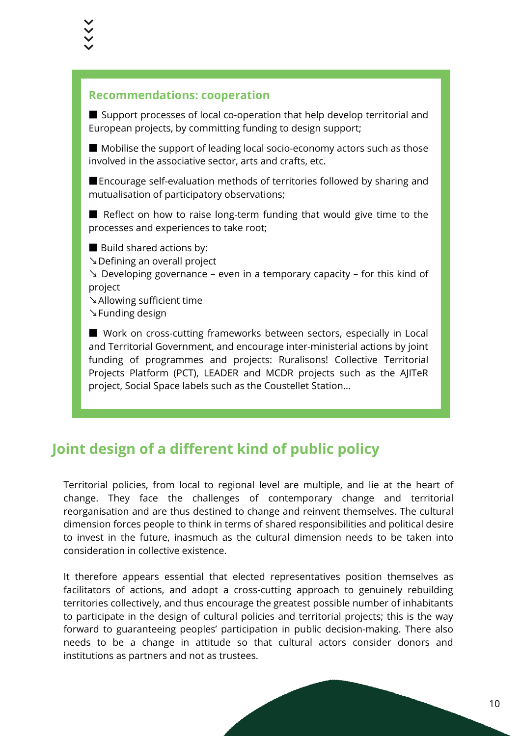### Recommendations: cooperation

■ Support processes of local co-operation that help develop territorial and European projects, by committing funding to design support;

■ Mobilise the support of leading local socio-economy actors such as those involved in the associative sector, arts and crafts, etc.

■ Encourage self-evaluation methods of territories followed by sharing and mutualisation of participatory observations;

■ Reflect on how to raise long-term funding that would give time to the processes and experiences to take root;

■ Build shared actions by:
↘ Defining an overall project
↘ Developing governance – even in a temporary capacity – for this kind of project
↘ Allowing sufficient time
↘ Funding design

■ Work on cross-cutting frameworks between sectors, especially in Local and Territorial Government, and encourage inter-ministerial actions by joint funding of programmes and projects: Ruralisons! Collective Territorial Projects Platform (PCT), LEADER and MCDR projects such as the AJITeR project, Social Space labels such as the Coustellet Station...

## Joint design of a different kind of public policy

Territorial policies, from local to regional level are multiple, and lie at the heart of change. They face the challenges of contemporary change and territorial reorganisation and are thus destined to change and reinvent themselves. The cultural dimension forces people to think in terms of shared responsibilities and political desire to invest in the future, inasmuch as the cultural dimension needs to be taken into consideration in collective existence.

It therefore appears essential that elected representatives position themselves as facilitators of actions, and adopt a cross-cutting approach to genuinely rebuilding territories collectively, and thus encourage the greatest possible number of inhabitants to participate in the design of cultural policies and territorial projects; this is the way forward to guaranteeing peoples' participation in public decision-making. There also needs to be a change in attitude so that cultural actors consider donors and institutions as partners and not as trustees.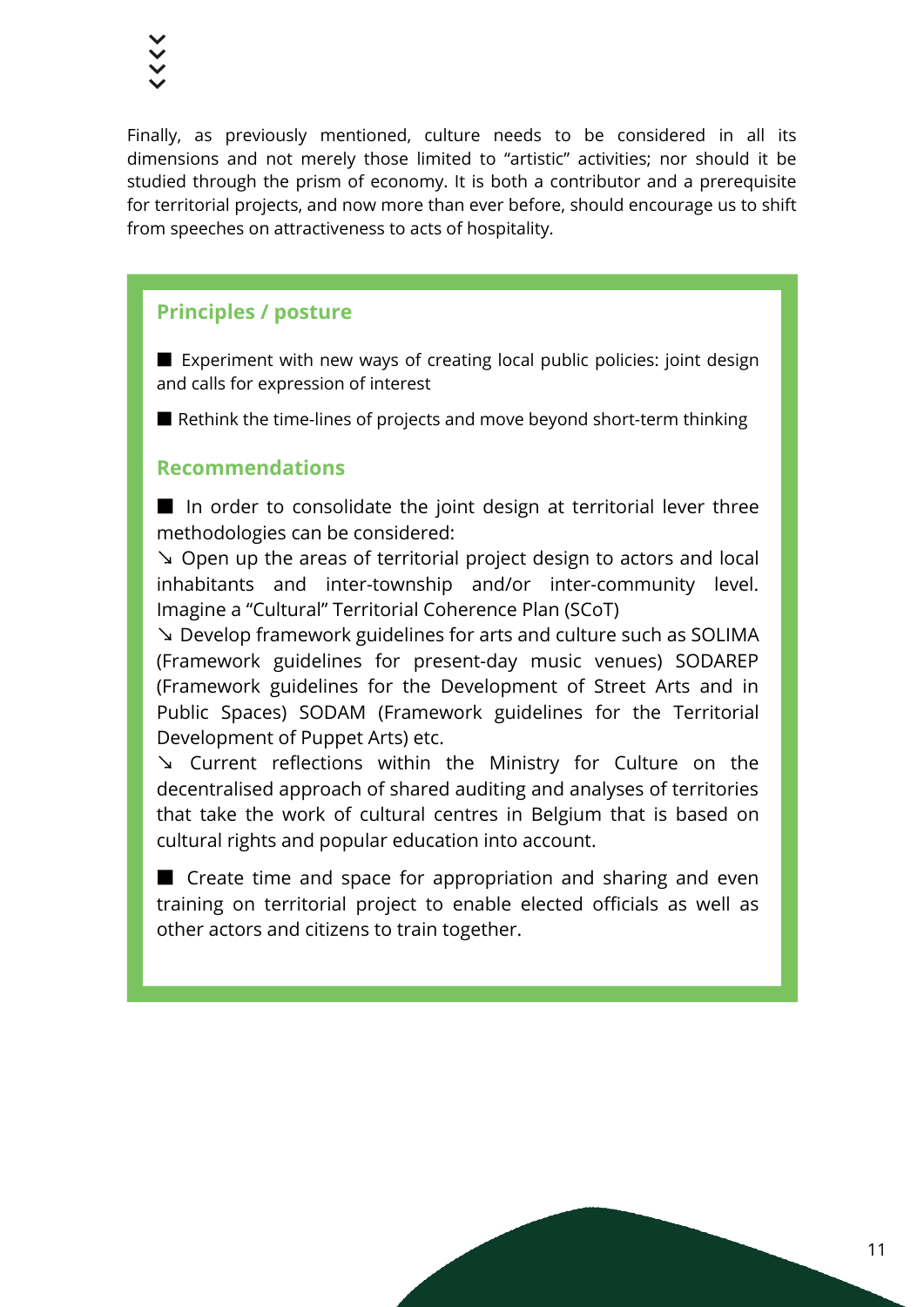Finally, as previously mentioned, culture needs to be considered in all its dimensions and not merely those limited to "artistic" activities; nor should it be studied through the prism of economy. It is both a contributor and a prerequisite for territorial projects, and now more than ever before, should encourage us to shift from speeches on attractiveness to acts of hospitality.

### Principles / posture

- Experiment with new ways of creating local public policies: joint design and calls for expression of interest
- Rethink the time-lines of projects and move beyond short-term thinking

### Recommendations

- In order to consolidate the joint design at territorial lever three methodologies can be considered:
  ↘ Open up the areas of territorial project design to actors and local inhabitants and inter-township and/or inter-community level. Imagine a "Cultural" Territorial Coherence Plan (SCoT)
  ↘ Develop framework guidelines for arts and culture such as SOLIMA (Framework guidelines for present-day music venues) SODAREP (Framework guidelines for the Development of Street Arts and in Public Spaces) SODAM (Framework guidelines for the Territorial Development of Puppet Arts) etc.
  ↘ Current reflections within the Ministry for Culture on the decentralised approach of shared auditing and analyses of territories that take the work of cultural centres in Belgium that is based on cultural rights and popular education into account.
- Create time and space for appropriation and sharing and even training on territorial project to enable elected officials as well as other actors and citizens to train together.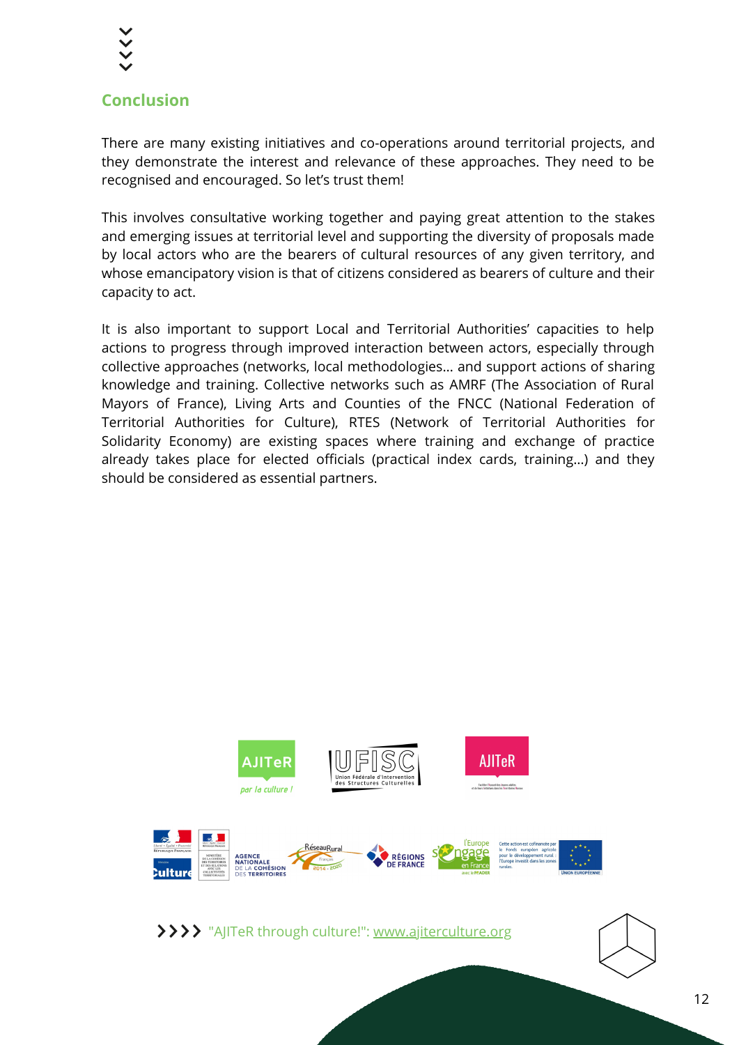## Conclusion

There are many existing initiatives and co-operations around territorial projects, and they demonstrate the interest and relevance of these approaches. They need to be recognised and encouraged. So let's trust them!

This involves consultative working together and paying great attention to the stakes and emerging issues at territorial level and supporting the diversity of proposals made by local actors who are the bearers of cultural resources of any given territory, and whose emancipatory vision is that of citizens considered as bearers of culture and their capacity to act.

It is also important to support Local and Territorial Authorities' capacities to help actions to progress through improved interaction between actors, especially through collective approaches (networks, local methodologies... and support actions of sharing knowledge and training. Collective networks such as AMRF (The Association of Rural Mayors of France), Living Arts and Counties of the FNCC (National Federation of Territorial Authorities for Culture), RTES (Network of Territorial Authorities for Solidarity Economy) are existing spaces where training and exchange of practice already takes place for elected officials (practical index cards, training...) and they should be considered as essential partners.

›››› "AJITeR through culture!": www.ajiterculture.org